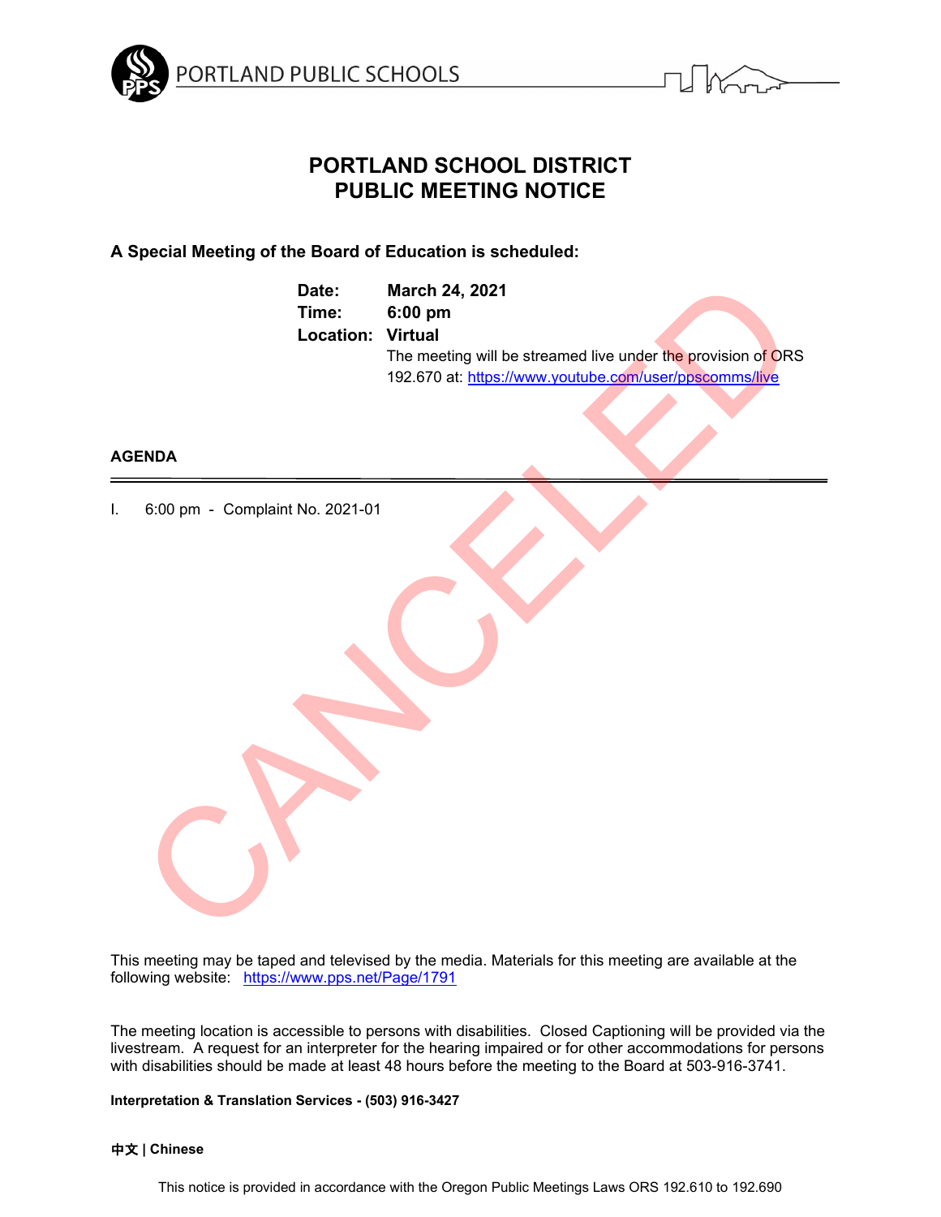PORTLAND PUBLIC SCHOOLS

# PORTLAND SCHOOL DISTRICT
# PUBLIC MEETING NOTICE

**A Special Meeting of the Board of Education is scheduled:**

**Date:** **March 24, 2021**
**Time:** **6:00 pm**
**Location:** **Virtual**
The meeting will be streamed live under the provision of ORS 192.670 at: https://www.youtube.com/user/ppscomms/live

CANCELED

**AGENDA**

---

I. 6:00 pm - Complaint No. 2021-01

This meeting may be taped and televised by the media. Materials for this meeting are available at the following website: https://www.pps.net/Page/1791

The meeting location is accessible to persons with disabilities. Closed Captioning will be provided via the livestream. A request for an interpreter for the hearing impaired or for other accommodations for persons with disabilities should be made at least 48 hours before the meeting to the Board at 503-916-3741.

**Interpretation & Translation Services - (503) 916-3427**

**中文 | Chinese**

This notice is provided in accordance with the Oregon Public Meetings Laws ORS 192.610 to 192.690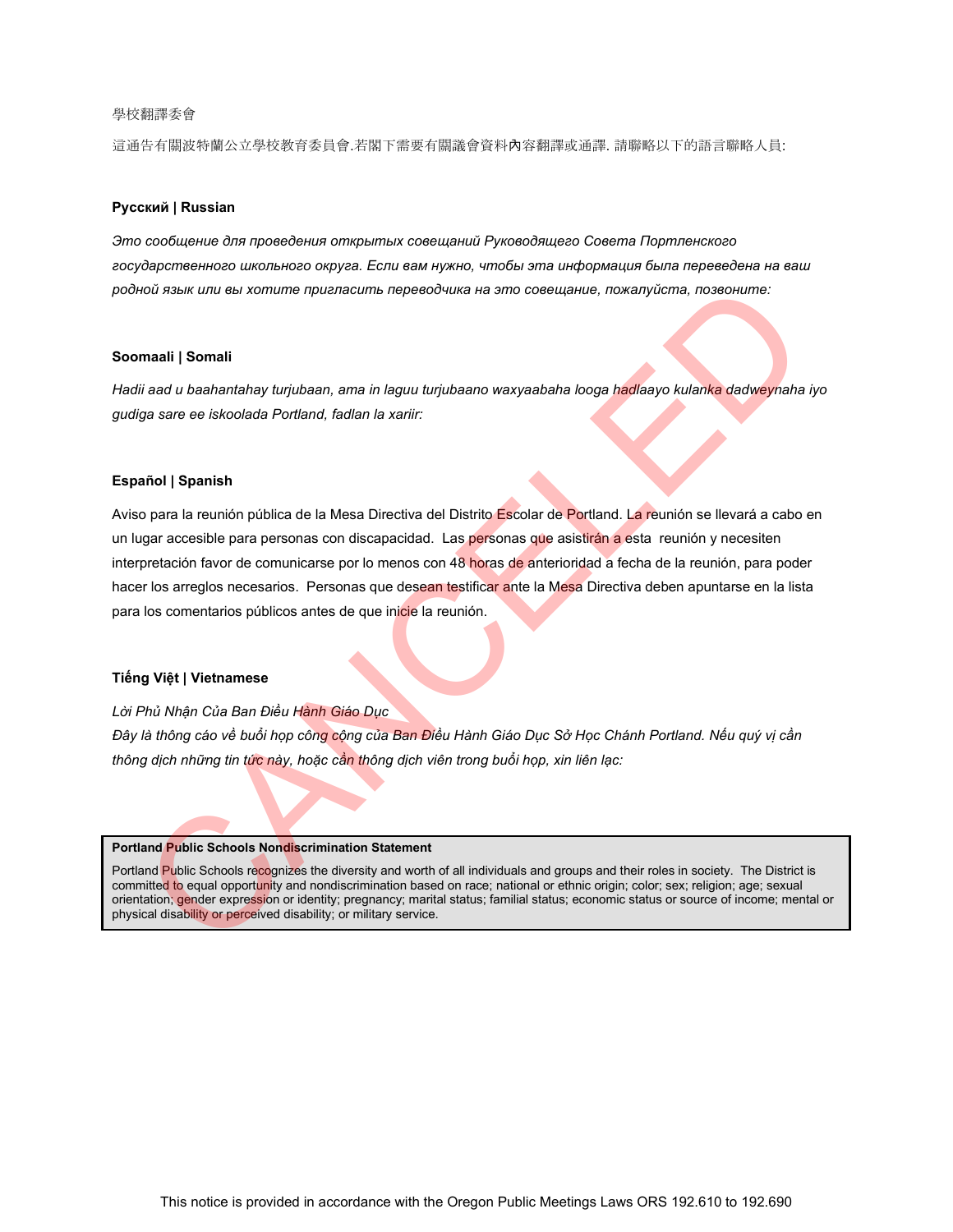學校翻譯委會

這通告有關波特蘭公立學校教育委員會.若閣下需要有關議會資料內容翻譯或通譯. 請聯略以下的語言聯略人員:

**Русский | Russian**

*Это сообщение для проведения открытых совещаний Руководящего Совета Портленского государственного школьного округа. Если вам нужно, чтобы эта информация была переведена на ваш родной язык или вы хотите пригласить переводчика на это совещание, пожалуйста, позвоните:*

**Soomaali | Somali**

*Hadii aad u baahantahay turjubaan, ama in laguu turjubaano waxyaabaha looga hadlaayo kulanka dadweynaha iyo gudiga sare ee iskoolada Portland, fadlan la xariir:*

**Español | Spanish**

Aviso para la reunión pública de la Mesa Directiva del Distrito Escolar de Portland. La reunión se llevará a cabo en un lugar accesible para personas con discapacidad. Las personas que asistirán a esta reunión y necesiten interpretación favor de comunicarse por lo menos con 48 horas de anterioridad a fecha de la reunión, para poder hacer los arreglos necesarios. Personas que desean testificar ante la Mesa Directiva deben apuntarse en la lista para los comentarios públicos antes de que inicie la reunión.

**Tiếng Việt | Vietnamese**

*Lời Phủ Nhận Của Ban Điều Hành Giáo Dục*
*Đây là thông cáo về buổi họp công cộng của Ban Điều Hành Giáo Dục Sở Học Chánh Portland. Nếu quý vị cần thông dịch những tin tức này, hoặc cần thông dịch viên trong buổi họp, xin liên lạc:*

**Portland Public Schools Nondiscrimination Statement**

Portland Public Schools recognizes the diversity and worth of all individuals and groups and their roles in society. The District is committed to equal opportunity and nondiscrimination based on race; national or ethnic origin; color; sex; religion; age; sexual orientation; gender expression or identity; pregnancy; marital status; familial status; economic status or source of income; mental or physical disability or perceived disability; or military service.

CANCELED

This notice is provided in accordance with the Oregon Public Meetings Laws ORS 192.610 to 192.690